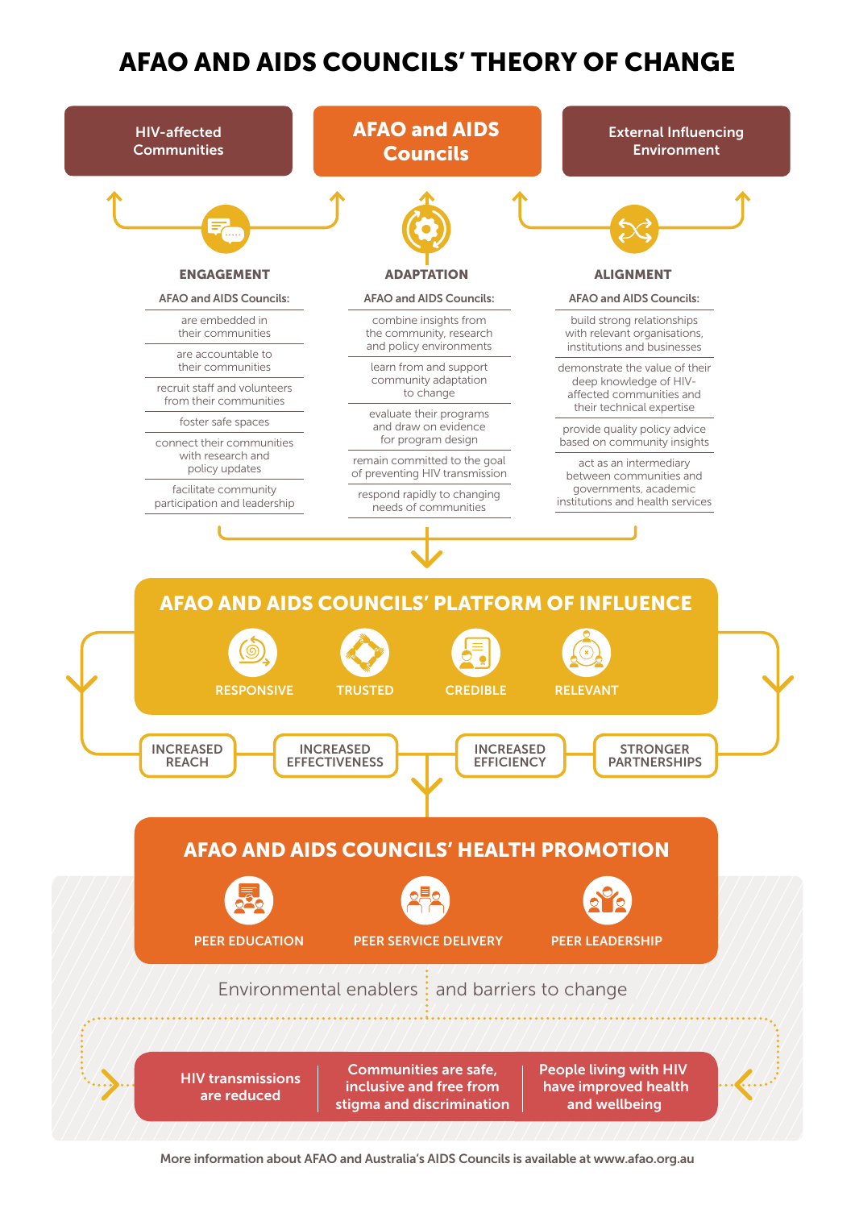# AFAO AND AIDS COUNCILS' THEORY OF CHANGE

**HIV-affected Communities** | **AFAO and AIDS Councils** | **External Influencing Environment**

## ENGAGEMENT

**AFAO and AIDS Councils:**

- are embedded in their communities
- are accountable to their communities
- recruit staff and volunteers from their communities
- foster safe spaces
- connect their communities with research and policy updates
- facilitate community participation and leadership

## ADAPTATION

**AFAO and AIDS Councils:**

- combine insights from the community, research and policy environments
- learn from and support community adaptation to change
- evaluate their programs and draw on evidence for program design
- remain committed to the goal of preventing HIV transmission
- respond rapidly to changing needs of communities

## ALIGNMENT

**AFAO and AIDS Councils:**

- build strong relationships with relevant organisations, institutions and businesses
- demonstrate the value of their deep knowledge of HIV-affected communities and their technical expertise
- provide quality policy advice based on community insights
- act as an intermediary between communities and governments, academic institutions and health services

## AFAO AND AIDS COUNCILS' PLATFORM OF INFLUENCE

RESPONSIVE | TRUSTED | CREDIBLE | RELEVANT

INCREASED REACH | INCREASED EFFECTIVENESS | INCREASED EFFICIENCY | STRONGER PARTNERSHIPS

## AFAO AND AIDS COUNCILS' HEALTH PROMOTION

PEER EDUCATION | PEER SERVICE DELIVERY | PEER LEADERSHIP

Environmental enablers and barriers to change

- HIV transmissions are reduced
- Communities are safe, inclusive and free from stigma and discrimination
- People living with HIV have improved health and wellbeing

More information about AFAO and Australia's AIDS Councils is available at www.afao.org.au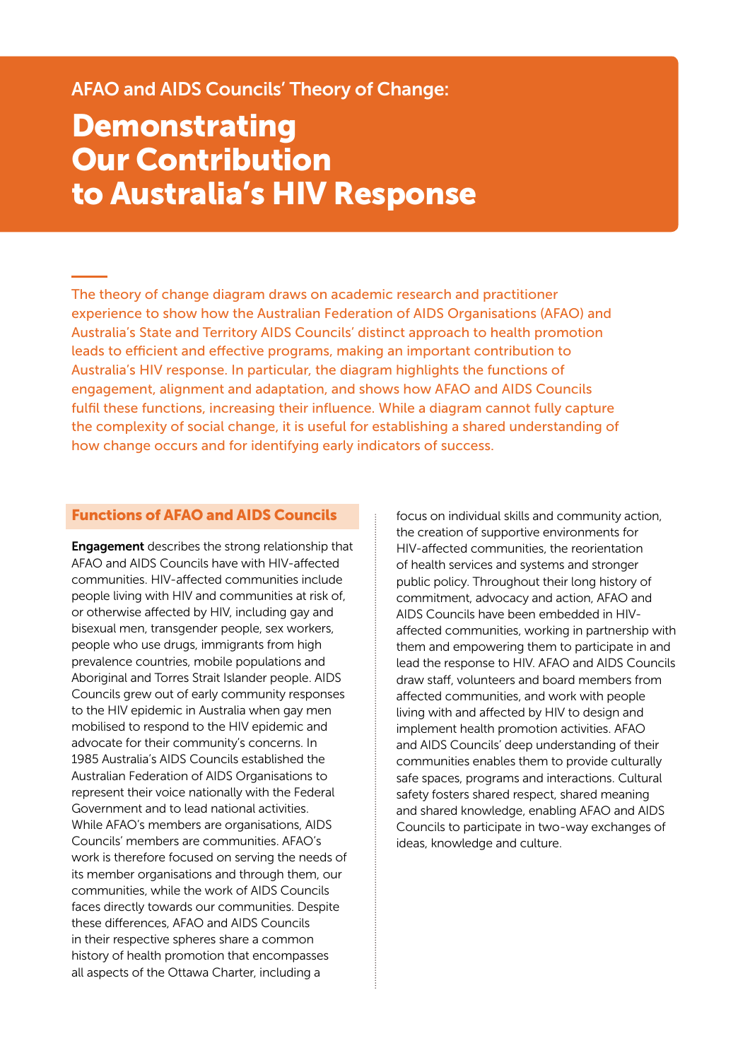AFAO and AIDS Councils' Theory of Change:

# Demonstrating Our Contribution to Australia's HIV Response

The theory of change diagram draws on academic research and practitioner experience to show how the Australian Federation of AIDS Organisations (AFAO) and Australia's State and Territory AIDS Councils' distinct approach to health promotion leads to efficient and effective programs, making an important contribution to Australia's HIV response. In particular, the diagram highlights the functions of engagement, alignment and adaptation, and shows how AFAO and AIDS Councils fulfil these functions, increasing their influence. While a diagram cannot fully capture the complexity of social change, it is useful for establishing a shared understanding of how change occurs and for identifying early indicators of success.

## Functions of AFAO and AIDS Councils

**Engagement** describes the strong relationship that AFAO and AIDS Councils have with HIV-affected communities. HIV-affected communities include people living with HIV and communities at risk of, or otherwise affected by HIV, including gay and bisexual men, transgender people, sex workers, people who use drugs, immigrants from high prevalence countries, mobile populations and Aboriginal and Torres Strait Islander people. AIDS Councils grew out of early community responses to the HIV epidemic in Australia when gay men mobilised to respond to the HIV epidemic and advocate for their community's concerns. In 1985 Australia's AIDS Councils established the Australian Federation of AIDS Organisations to represent their voice nationally with the Federal Government and to lead national activities. While AFAO's members are organisations, AIDS Councils' members are communities. AFAO's work is therefore focused on serving the needs of its member organisations and through them, our communities, while the work of AIDS Councils faces directly towards our communities. Despite these differences, AFAO and AIDS Councils in their respective spheres share a common history of health promotion that encompasses all aspects of the Ottawa Charter, including a focus on individual skills and community action, the creation of supportive environments for HIV-affected communities, the reorientation of health services and systems and stronger public policy. Throughout their long history of commitment, advocacy and action, AFAO and AIDS Councils have been embedded in HIV-affected communities, working in partnership with them and empowering them to participate in and lead the response to HIV. AFAO and AIDS Councils draw staff, volunteers and board members from affected communities, and work with people living with and affected by HIV to design and implement health promotion activities. AFAO and AIDS Councils' deep understanding of their communities enables them to provide culturally safe spaces, programs and interactions. Cultural safety fosters shared respect, shared meaning and shared knowledge, enabling AFAO and AIDS Councils to participate in two-way exchanges of ideas, knowledge and culture.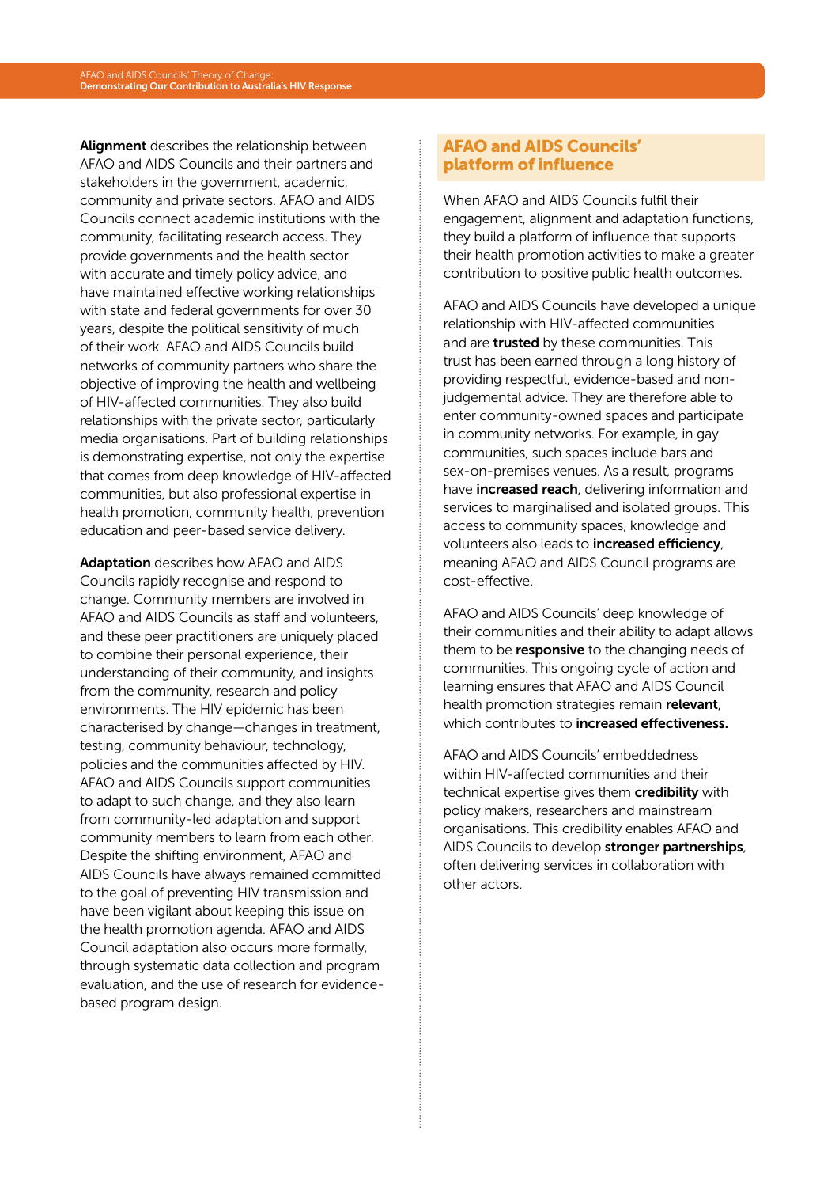**Alignment** describes the relationship between AFAO and AIDS Councils and their partners and stakeholders in the government, academic, community and private sectors. AFAO and AIDS Councils connect academic institutions with the community, facilitating research access. They provide governments and the health sector with accurate and timely policy advice, and have maintained effective working relationships with state and federal governments for over 30 years, despite the political sensitivity of much of their work. AFAO and AIDS Councils build networks of community partners who share the objective of improving the health and wellbeing of HIV-affected communities. They also build relationships with the private sector, particularly media organisations. Part of building relationships is demonstrating expertise, not only the expertise that comes from deep knowledge of HIV-affected communities, but also professional expertise in health promotion, community health, prevention education and peer-based service delivery.

**Adaptation** describes how AFAO and AIDS Councils rapidly recognise and respond to change. Community members are involved in AFAO and AIDS Councils as staff and volunteers, and these peer practitioners are uniquely placed to combine their personal experience, their understanding of their community, and insights from the community, research and policy environments. The HIV epidemic has been characterised by change—changes in treatment, testing, community behaviour, technology, policies and the communities affected by HIV. AFAO and AIDS Councils support communities to adapt to such change, and they also learn from community-led adaptation and support community members to learn from each other. Despite the shifting environment, AFAO and AIDS Councils have always remained committed to the goal of preventing HIV transmission and have been vigilant about keeping this issue on the health promotion agenda. AFAO and AIDS Council adaptation also occurs more formally, through systematic data collection and program evaluation, and the use of research for evidence-based program design.

## AFAO and AIDS Councils' platform of influence

When AFAO and AIDS Councils fulfil their engagement, alignment and adaptation functions, they build a platform of influence that supports their health promotion activities to make a greater contribution to positive public health outcomes.

AFAO and AIDS Councils have developed a unique relationship with HIV-affected communities and are **trusted** by these communities. This trust has been earned through a long history of providing respectful, evidence-based and non-judgemental advice. They are therefore able to enter community-owned spaces and participate in community networks. For example, in gay communities, such spaces include bars and sex-on-premises venues. As a result, programs have **increased reach**, delivering information and services to marginalised and isolated groups. This access to community spaces, knowledge and volunteers also leads to **increased efficiency**, meaning AFAO and AIDS Council programs are cost-effective.

AFAO and AIDS Councils' deep knowledge of their communities and their ability to adapt allows them to be **responsive** to the changing needs of communities. This ongoing cycle of action and learning ensures that AFAO and AIDS Council health promotion strategies remain **relevant**, which contributes to **increased effectiveness.**

AFAO and AIDS Councils' embeddedness within HIV-affected communities and their technical expertise gives them **credibility** with policy makers, researchers and mainstream organisations. This credibility enables AFAO and AIDS Councils to develop **stronger partnerships**, often delivering services in collaboration with other actors.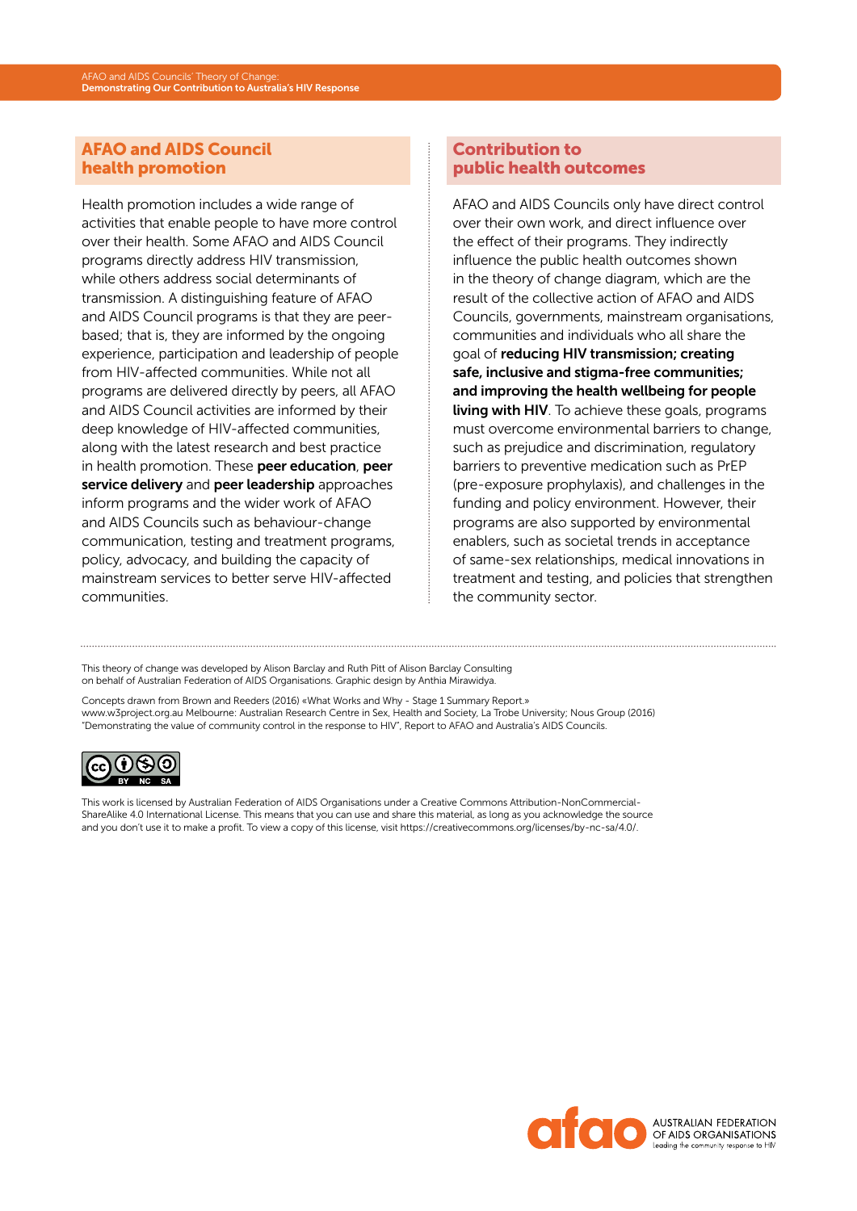## AFAO and AIDS Council health promotion

Health promotion includes a wide range of activities that enable people to have more control over their health. Some AFAO and AIDS Council programs directly address HIV transmission, while others address social determinants of transmission. A distinguishing feature of AFAO and AIDS Council programs is that they are peer-based; that is, they are informed by the ongoing experience, participation and leadership of people from HIV-affected communities. While not all programs are delivered directly by peers, all AFAO and AIDS Council activities are informed by their deep knowledge of HIV-affected communities, along with the latest research and best practice in health promotion. These **peer education**, **peer service delivery** and **peer leadership** approaches inform programs and the wider work of AFAO and AIDS Councils such as behaviour-change communication, testing and treatment programs, policy, advocacy, and building the capacity of mainstream services to better serve HIV-affected communities.

## Contribution to public health outcomes

AFAO and AIDS Councils only have direct control over their own work, and direct influence over the effect of their programs. They indirectly influence the public health outcomes shown in the theory of change diagram, which are the result of the collective action of AFAO and AIDS Councils, governments, mainstream organisations, communities and individuals who all share the goal of **reducing HIV transmission; creating safe, inclusive and stigma-free communities; and improving the health wellbeing for people living with HIV**. To achieve these goals, programs must overcome environmental barriers to change, such as prejudice and discrimination, regulatory barriers to preventive medication such as PrEP (pre-exposure prophylaxis), and challenges in the funding and policy environment. However, their programs are also supported by environmental enablers, such as societal trends in acceptance of same-sex relationships, medical innovations in treatment and testing, and policies that strengthen the community sector.

---

This theory of change was developed by Alison Barclay and Ruth Pitt of Alison Barclay Consulting on behalf of Australian Federation of AIDS Organisations. Graphic design by Anthia Mirawidya.

Concepts drawn from Brown and Reeders (2016) «What Works and Why - Stage 1 Summary Report.» www.w3project.org.au Melbourne: Australian Research Centre in Sex, Health and Society, La Trobe University; Nous Group (2016) "Demonstrating the value of community control in the response to HIV", Report to AFAO and Australia's AIDS Councils.

This work is licensed by Australian Federation of AIDS Organisations under a Creative Commons Attribution-NonCommercial-ShareAlike 4.0 International License. This means that you can use and share this material, as long as you acknowledge the source and you don't use it to make a profit. To view a copy of this license, visit https://creativecommons.org/licenses/by-nc-sa/4.0/.

afao AUSTRALIAN FEDERATION OF AIDS ORGANISATIONS Leading the community response to HIV